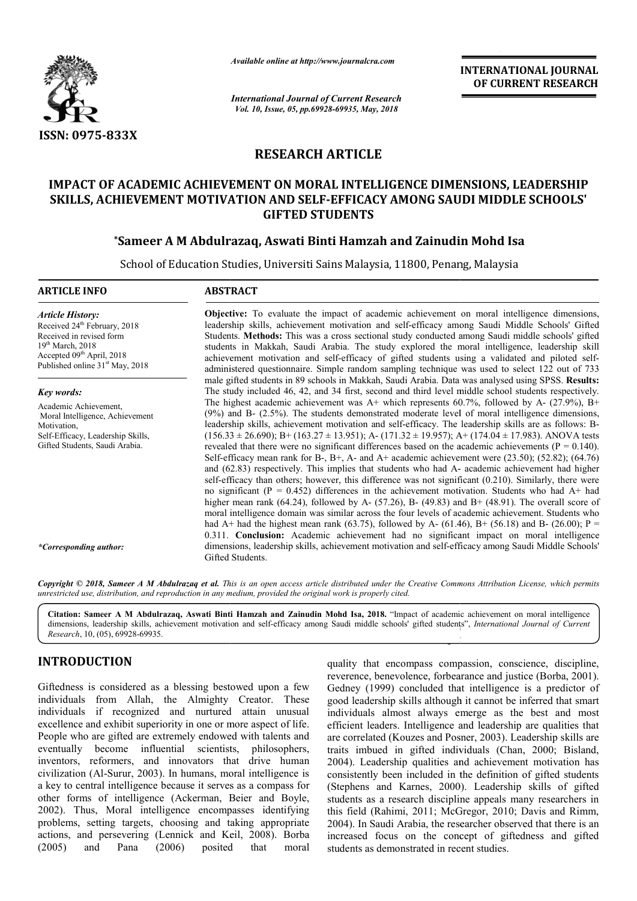# RESEARCH ARTICLE

# IMPACT OF ACADEMIC ACHIEVEMENT ON MORAL INTELLIGENCE DIMENSIONS, LEADERSHIP SKILLS, ACHIEVEMENT MOTIVATION AND SELF-EFFICACY AMONG SAUDI MIDDLE SCHOOLS' GIFTED STUDENTS

**\*Sameer A M Abdulrazaq, Aswati Binti Hamzah and Zainudin Mohd Isa**

School of Education Studies, Universiti Sains Malaysia, 11800, Penang, Malaysia

## ARTICLE INFO

*Article History:*
Received 24th February, 2018
Received in revised form 19th March, 2018
Accepted 09th April, 2018
Published online 31st May, 2018

*Key words:*
Academic Achievement, Moral Intelligence, Achievement Motivation, Self-Efficacy, Leadership Skills, Gifted Students, Saudi Arabia.

*\*Corresponding author:*

## ABSTRACT

**Objective:** To evaluate the impact of academic achievement on moral intelligence dimensions, leadership skills, achievement motivation and self-efficacy among Saudi Middle Schools' Gifted Students. **Methods:** This was a cross sectional study conducted among Saudi middle schools' gifted students in Makkah, Saudi Arabia. The study explored the moral intelligence, leadership skill achievement motivation and self-efficacy of gifted students using a validated and piloted self-administered questionnaire. Simple random sampling technique was used to select 122 out of 733 male gifted students in 89 schools in Makkah, Saudi Arabia. Data was analysed using SPSS. **Results:** The study included 46, 42, and 34 first, second and third level middle school students respectively. The highest academic achievement was A+ which represents 60.7%, followed by A- (27.9%), B+ (9%) and B- (2.5%). The students demonstrated moderate level of moral intelligence dimensions, leadership skills, achievement motivation and self-efficacy. The leadership skills are as follows: B- (156.33 ± 26.690); B+ (163.27 ± 13.951); A- (171.32 ± 19.957); A+ (174.04 ± 17.983). ANOVA tests revealed that there were no significant differences based on the academic achievements (P = 0.140). Self-efficacy mean rank for B-, B+, A- and A+ academic achievement were (23.50); (52.82); (64.76) and (62.83) respectively. This implies that students who had A- academic achievement had higher self-efficacy than others; however, this difference was not significant (0.210). Similarly, there were no significant (P = 0.452) differences in the achievement motivation. Students who had A+ had higher mean rank (64.24), followed by A- (57.26), B- (49.83) and B+ (48.91). The overall score of moral intelligence domain was similar across the four levels of academic achievement. Students who had A+ had the highest mean rank (63.75), followed by A- (61.46), B+ (56.18) and B- (26.00); P = 0.311. **Conclusion:** Academic achievement had no significant impact on moral intelligence dimensions, leadership skills, achievement motivation and self-efficacy among Saudi Middle Schools' Gifted Students.

***Copyright © 2018, Sameer A M Abdulrazaq et al.*** *This is an open access article distributed under the Creative Commons Attribution License, which permits unrestricted use, distribution, and reproduction in any medium, provided the original work is properly cited.*

**Citation: Sameer A M Abdulrazaq, Aswati Binti Hamzah and Zainudin Mohd Isa, 2018.** "Impact of academic achievement on moral intelligence dimensions, leadership skills, achievement motivation and self-efficacy among Saudi middle schools' gifted students", *International Journal of Current Research*, 10, (05), 69928-69935.

## INTRODUCTION

Giftedness is considered as a blessing bestowed upon a few individuals from Allah, the Almighty Creator. These individuals if recognized and nurtured attain unusual excellence and exhibit superiority in one or more aspect of life. People who are gifted are extremely endowed with talents and eventually become influential scientists, philosophers, inventors, reformers, and innovators that drive human civilization (Al-Surur, 2003). In humans, moral intelligence is a key to central intelligence because it serves as a compass for other forms of intelligence (Ackerman, Beier and Boyle, 2002). Thus, Moral intelligence encompasses identifying problems, setting targets, choosing and taking appropriate actions, and persevering (Lennick and Keil, 2008). Borba (2005) and Pana (2006) posited that moral quality that encompass compassion, conscience, discipline, reverence, benevolence, forbearance and justice (Borba, 2001). Gedney (1999) concluded that intelligence is a predictor of good leadership skills although it cannot be inferred that smart individuals almost always emerge as the best and most efficient leaders. Intelligence and leadership are qualities that are correlated (Kouzes and Posner, 2003). Leadership skills are traits imbued in gifted individuals (Chan, 2000; Bisland, 2004). Leadership qualities and achievement motivation has consistently been included in the definition of gifted students (Stephens and Karnes, 2000). Leadership skills of gifted students as a research discipline appeals many researchers in this field (Rahimi, 2011; McGregor, 2010; Davis and Rimm, 2004). In Saudi Arabia, the researcher observed that there is an increased focus on the concept of giftedness and gifted students as demonstrated in recent studies.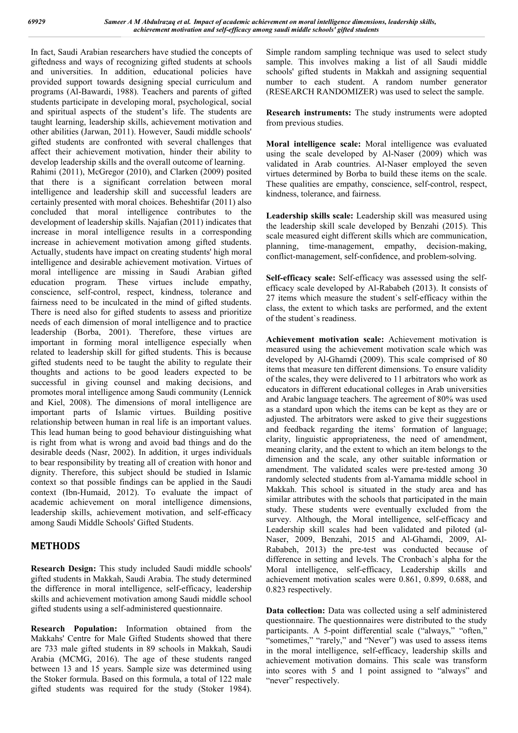In fact, Saudi Arabian researchers have studied the concepts of giftedness and ways of recognizing gifted students at schools and universities. In addition, educational policies have provided support towards designing special curriculum and programs (Al-Bawardi, 1988). Teachers and parents of gifted students participate in developing moral, psychological, social and spiritual aspects of the student's life. The students are taught learning, leadership skills, achievement motivation and other abilities (Jarwan, 2011). However, Saudi middle schools' gifted students are confronted with several challenges that affect their achievement motivation, hinder their ability to develop leadership skills and the overall outcome of learning.

Rahimi (2011), McGregor (2010), and Clarken (2009) posited that there is a significant correlation between moral intelligence and leadership skill and successful leaders are certainly presented with moral choices. Beheshtifar (2011) also concluded that moral intelligence contributes to the development of leadership skills. Najafian (2011) indicates that increase in moral intelligence results in a corresponding increase in achievement motivation among gifted students. Actually, students have impact on creating students' high moral intelligence and desirable achievement motivation. Virtues of moral intelligence are missing in Saudi Arabian gifted education program. These virtues include empathy, conscience, self-control, respect, kindness, tolerance and fairness need to be inculcated in the mind of gifted students. There is need also for gifted students to assess and prioritize needs of each dimension of moral intelligence and to practice leadership (Borba, 2001). Therefore, these virtues are important in forming moral intelligence especially when related to leadership skill for gifted students. This is because gifted students need to be taught the ability to regulate their thoughts and actions to be good leaders expected to be successful in giving counsel and making decisions, and promotes moral intelligence among Saudi community (Lennick and Kiel, 2008). The dimensions of moral intelligence are important parts of Islamic virtues. Building positive relationship between human in real life is an important values. This lead human being to good behaviour distinguishing what is right from what is wrong and avoid bad things and do the desirable deeds (Nasr, 2002). In addition, it urges individuals to bear responsibility by treating all of creation with honor and dignity. Therefore, this subject should be studied in Islamic context so that possible findings can be applied in the Saudi context (Ibn-Humaid, 2012). To evaluate the impact of academic achievement on moral intelligence dimensions, leadership skills, achievement motivation, and self-efficacy among Saudi Middle Schools' Gifted Students.

## METHODS

**Research Design:** This study included Saudi middle schools' gifted students in Makkah, Saudi Arabia. The study determined the difference in moral intelligence, self-efficacy, leadership skills and achievement motivation among Saudi middle school gifted students using a self-administered questionnaire.

**Research Population:** Information obtained from the Makkahs' Centre for Male Gifted Students showed that there are 733 male gifted students in 89 schools in Makkah, Saudi Arabia (MCMG, 2016). The age of these students ranged between 13 and 15 years. Sample size was determined using the Stoker formula. Based on this formula, a total of 122 male gifted students was required for the study (Stoker 1984). Simple random sampling technique was used to select study sample. This involves making a list of all Saudi middle schools' gifted students in Makkah and assigning sequential number to each student. A random number generator (RESEARCH RANDOMIZER) was used to select the sample.

**Research instruments:** The study instruments were adopted from previous studies.

**Moral intelligence scale:** Moral intelligence was evaluated using the scale developed by Al-Naser (2009) which was validated in Arab countries. Al-Naser employed the seven virtues determined by Borba to build these items on the scale. These qualities are empathy, conscience, self-control, respect, kindness, tolerance, and fairness.

**Leadership skills scale:** Leadership skill was measured using the leadership skill scale developed by Benzahi (2015). This scale measured eight different skills which are communication, planning, time-management, empathy, decision-making, conflict-management, self-confidence, and problem-solving.

**Self-efficacy scale:** Self-efficacy was assessed using the self-efficacy scale developed by Al-Rababeh (2013). It consists of 27 items which measure the student`s self-efficacy within the class, the extent to which tasks are performed, and the extent of the student`s readiness.

**Achievement motivation scale:** Achievement motivation is measured using the achievement motivation scale which was developed by Al-Ghamdi (2009). This scale comprised of 80 items that measure ten different dimensions. To ensure validity of the scales, they were delivered to 11 arbitrators who work as educators in different educational colleges in Arab universities and Arabic language teachers. The agreement of 80% was used as a standard upon which the items can be kept as they are or adjusted. The arbitrators were asked to give their suggestions and feedback regarding the items` formation of language; clarity, linguistic appropriateness, the need of amendment, meaning clarity, and the extent to which an item belongs to the dimension and the scale, any other suitable information or amendment. The validated scales were pre-tested among 30 randomly selected students from al-Yamama middle school in Makkah. This school is situated in the study area and has similar attributes with the schools that participated in the main study. These students were eventually excluded from the survey. Although, the Moral intelligence, self-efficacy and Leadership skill scales had been validated and piloted (al-Naser, 2009, Benzahi, 2015 and Al-Ghamdi, 2009, Al-Rababeh, 2013) the pre-test was conducted because of difference in setting and levels. The Cronbach`s alpha for the Moral intelligence, self-efficacy, Leadership skills and achievement motivation scales were 0.861, 0.899, 0.688, and 0.823 respectively.

**Data collection:** Data was collected using a self administered questionnaire. The questionnaires were distributed to the study participants. A 5-point differential scale ("always," "often," "sometimes," "rarely," and "Never") was used to assess items in the moral intelligence, self-efficacy, leadership skills and achievement motivation domains. This scale was transform into scores with 5 and 1 point assigned to "always" and "never" respectively.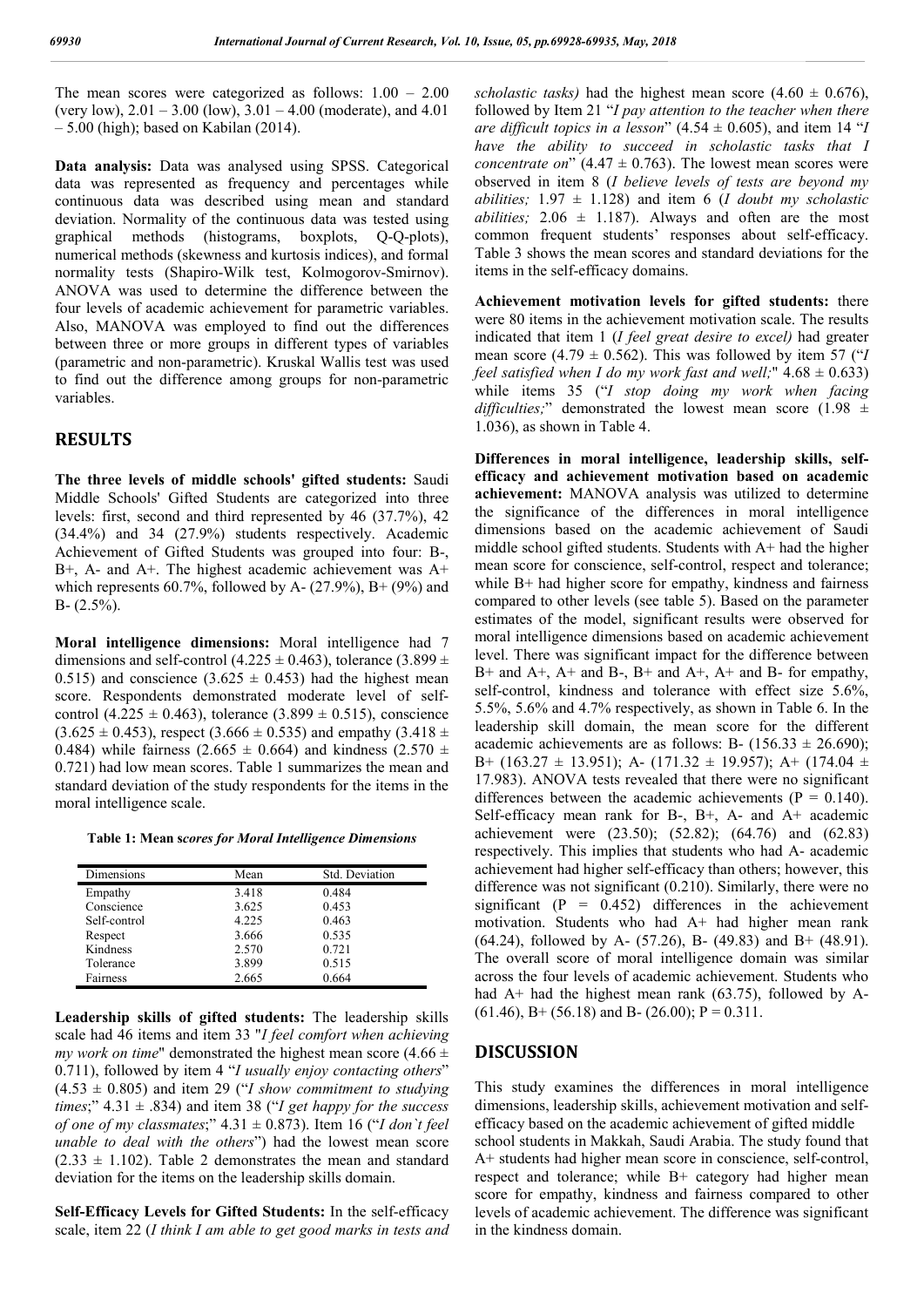The mean scores were categorized as follows: 1.00 – 2.00 (very low), 2.01 – 3.00 (low), 3.01 – 4.00 (moderate), and 4.01 – 5.00 (high); based on Kabilan (2014).

**Data analysis:** Data was analysed using SPSS. Categorical data was represented as frequency and percentages while continuous data was described using mean and standard deviation. Normality of the continuous data was tested using graphical methods (histograms, boxplots, Q-Q-plots), numerical methods (skewness and kurtosis indices), and formal normality tests (Shapiro-Wilk test, Kolmogorov-Smirnov). ANOVA was used to determine the difference between the four levels of academic achievement for parametric variables. Also, MANOVA was employed to find out the differences between three or more groups in different types of variables (parametric and non-parametric). Kruskal Wallis test was used to find out the difference among groups for non-parametric variables.

## RESULTS

**The three levels of middle schools' gifted students:** Saudi Middle Schools' Gifted Students are categorized into three levels: first, second and third represented by 46 (37.7%), 42 (34.4%) and 34 (27.9%) students respectively. Academic Achievement of Gifted Students was grouped into four: B-, B+, A- and A+. The highest academic achievement was A+ which represents 60.7%, followed by A- (27.9%), B+ (9%) and B- (2.5%).

**Moral intelligence dimensions:** Moral intelligence had 7 dimensions and self-control (4.225 ± 0.463), tolerance (3.899 ± 0.515) and conscience (3.625 ± 0.453) had the highest mean score. Respondents demonstrated moderate level of self-control (4.225 ± 0.463), tolerance (3.899 ± 0.515), conscience (3.625 ± 0.453), respect (3.666 ± 0.535) and empathy (3.418 ± 0.484) while fairness (2.665 ± 0.664) and kindness (2.570 ± 0.721) had low mean scores. Table 1 summarizes the mean and standard deviation of the study respondents for the items in the moral intelligence scale.

**Table 1: Mean s*cores for Moral Intelligence Dimensions***

| Dimensions | Mean | Std. Deviation |
|---|---|---|
| Empathy | 3.418 | 0.484 |
| Conscience | 3.625 | 0.453 |
| Self-control | 4.225 | 0.463 |
| Respect | 3.666 | 0.535 |
| Kindness | 2.570 | 0.721 |
| Tolerance | 3.899 | 0.515 |
| Fairness | 2.665 | 0.664 |

**Leadership skills of gifted students:** The leadership skills scale had 46 items and item 33 "*I feel comfort when achieving my work on time*" demonstrated the highest mean score (4.66 ± 0.711), followed by item 4 "*I usually enjoy contacting others*" (4.53 ± 0.805) and item 29 ("*I show commitment to studying times*;" 4.31 ± .834) and item 38 ("*I get happy for the success of one of my classmates*;" 4.31 ± 0.873). Item 16 ("*I don`t feel unable to deal with the others*") had the lowest mean score (2.33 ± 1.102). Table 2 demonstrates the mean and standard deviation for the items on the leadership skills domain.

**Self-Efficacy Levels for Gifted Students:** In the self-efficacy scale, item 22 (*I think I am able to get good marks in tests and scholastic tasks)* had the highest mean score (4.60 ± 0.676), followed by Item 21 "*I pay attention to the teacher when there are difficult topics in a lesson*" (4.54 ± 0.605), and item 14 "*I have the ability to succeed in scholastic tasks that I concentrate on*" (4.47 ± 0.763). The lowest mean scores were observed in item 8 (*I believe levels of tests are beyond my abilities;* 1.97 ± 1.128) and item 6 (*I doubt my scholastic abilities;* 2.06 ± 1.187). Always and often are the most common frequent students' responses about self-efficacy. Table 3 shows the mean scores and standard deviations for the items in the self-efficacy domains.

**Achievement motivation levels for gifted students:** there were 80 items in the achievement motivation scale. The results indicated that item 1 (*I feel great desire to excel)* had greater mean score (4.79 ± 0.562). This was followed by item 57 ("*I feel satisfied when I do my work fast and well;*" 4.68 ± 0.633) while items 35 ("*I stop doing my work when facing difficulties;*" demonstrated the lowest mean score (1.98 ± 1.036), as shown in Table 4.

**Differences in moral intelligence, leadership skills, self-efficacy and achievement motivation based on academic achievement:** MANOVA analysis was utilized to determine the significance of the differences in moral intelligence dimensions based on the academic achievement of Saudi middle school gifted students. Students with A+ had the higher mean score for conscience, self-control, respect and tolerance; while B+ had higher score for empathy, kindness and fairness compared to other levels (see table 5). Based on the parameter estimates of the model, significant results were observed for moral intelligence dimensions based on academic achievement level. There was significant impact for the difference between B+ and A+, A+ and B-, B+ and A+, A+ and B- for empathy, self-control, kindness and tolerance with effect size 5.6%, 5.5%, 5.6% and 4.7% respectively, as shown in Table 6. In the leadership skill domain, the mean score for the different academic achievements are as follows: B- (156.33 ± 26.690); B+ (163.27 ± 13.951); A- (171.32 ± 19.957); A+ (174.04 ± 17.983). ANOVA tests revealed that there were no significant differences between the academic achievements (P = 0.140). Self-efficacy mean rank for B-, B+, A- and A+ academic achievement were (23.50); (52.82); (64.76) and (62.83) respectively. This implies that students who had A- academic achievement had higher self-efficacy than others; however, this difference was not significant (0.210). Similarly, there were no significant (P = 0.452) differences in the achievement motivation. Students who had A+ had higher mean rank (64.24), followed by A- (57.26), B- (49.83) and B+ (48.91). The overall score of moral intelligence domain was similar across the four levels of academic achievement. Students who had A+ had the highest mean rank (63.75), followed by A- (61.46), B+ (56.18) and B- (26.00); P = 0.311.

## DISCUSSION

This study examines the differences in moral intelligence dimensions, leadership skills, achievement motivation and self-efficacy based on the academic achievement of gifted middle school students in Makkah, Saudi Arabia. The study found that A+ students had higher mean score in conscience, self-control, respect and tolerance; while B+ category had higher mean score for empathy, kindness and fairness compared to other levels of academic achievement. The difference was significant in the kindness domain.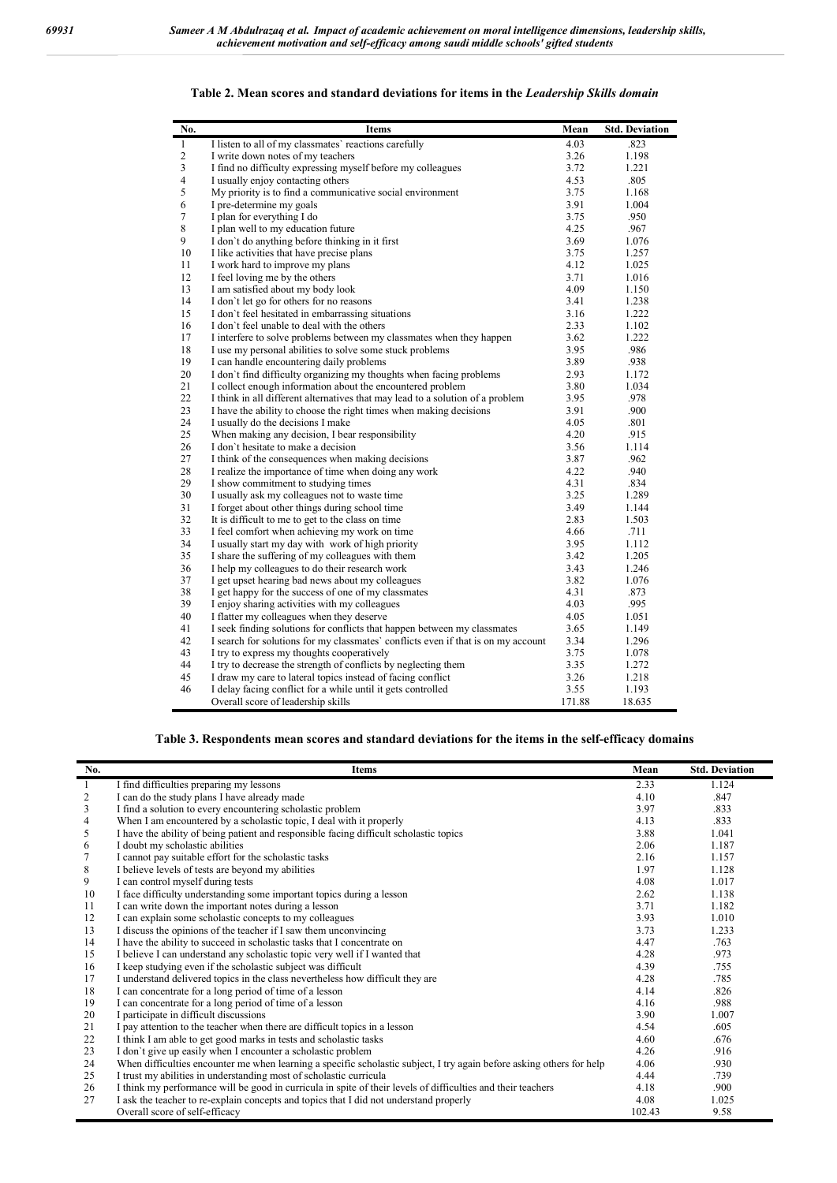**Table 2. Mean scores and standard deviations for items in the *Leadership Skills domain***

| No. | Items | Mean | Std. Deviation |
|---|---|---|---|
| 1 | I listen to all of my classmates` reactions carefully | 4.03 | .823 |
| 2 | I write down notes of my teachers | 3.26 | 1.198 |
| 3 | I find no difficulty expressing myself before my colleagues | 3.72 | 1.221 |
| 4 | I usually enjoy contacting others | 4.53 | .805 |
| 5 | My priority is to find a communicative social environment | 3.75 | 1.168 |
| 6 | I pre-determine my goals | 3.91 | 1.004 |
| 7 | I plan for everything I do | 3.75 | .950 |
| 8 | I plan well to my education future | 4.25 | .967 |
| 9 | I don`t do anything before thinking in it first | 3.69 | 1.076 |
| 10 | I like activities that have precise plans | 3.75 | 1.257 |
| 11 | I work hard to improve my plans | 4.12 | 1.025 |
| 12 | I feel loving me by the others | 3.71 | 1.016 |
| 13 | I am satisfied about my body look | 4.09 | 1.150 |
| 14 | I don`t let go for others for no reasons | 3.41 | 1.238 |
| 15 | I don`t feel hesitated in embarrassing situations | 3.16 | 1.222 |
| 16 | I don`t feel unable to deal with the others | 2.33 | 1.102 |
| 17 | I interfere to solve problems between my classmates when they happen | 3.62 | 1.222 |
| 18 | I use my personal abilities to solve some stuck problems | 3.95 | .986 |
| 19 | I can handle encountering daily problems | 3.89 | .938 |
| 20 | I don`t find difficulty organizing my thoughts when facing problems | 2.93 | 1.172 |
| 21 | I collect enough information about the encountered problem | 3.80 | 1.034 |
| 22 | I think in all different alternatives that may lead to a solution of a problem | 3.95 | .978 |
| 23 | I have the ability to choose the right times when making decisions | 3.91 | .900 |
| 24 | I usually do the decisions I make | 4.05 | .801 |
| 25 | When making any decision, I bear responsibility | 4.20 | .915 |
| 26 | I don`t hesitate to make a decision | 3.56 | 1.114 |
| 27 | I think of the consequences when making decisions | 3.87 | .962 |
| 28 | I realize the importance of time when doing any work | 4.22 | .940 |
| 29 | I show commitment to studying times | 4.31 | .834 |
| 30 | I usually ask my colleagues not to waste time | 3.25 | 1.289 |
| 31 | I forget about other things during school time | 3.49 | 1.144 |
| 32 | It is difficult to me to get to the class on time | 2.83 | 1.503 |
| 33 | I feel comfort when achieving my work on time | 4.66 | .711 |
| 34 | I usually start my day with work of high priority | 3.95 | 1.112 |
| 35 | I share the suffering of my colleagues with them | 3.42 | 1.205 |
| 36 | I help my colleagues to do their research work | 3.43 | 1.246 |
| 37 | I get upset hearing bad news about my colleagues | 3.82 | 1.076 |
| 38 | I get happy for the success of one of my classmates | 4.31 | .873 |
| 39 | I enjoy sharing activities with my colleagues | 4.03 | .995 |
| 40 | I flatter my colleagues when they deserve | 4.05 | 1.051 |
| 41 | I seek finding solutions for conflicts that happen between my classmates | 3.65 | 1.149 |
| 42 | I search for solutions for my classmates` conflicts even if that is on my account | 3.34 | 1.296 |
| 43 | I try to express my thoughts cooperatively | 3.75 | 1.078 |
| 44 | I try to decrease the strength of conflicts by neglecting them | 3.35 | 1.272 |
| 45 | I draw my care to lateral topics instead of facing conflict | 3.26 | 1.218 |
| 46 | I delay facing conflict for a while until it gets controlled | 3.55 | 1.193 |
| | Overall score of leadership skills | 171.88 | 18.635 |

**Table 3. Respondents mean scores and standard deviations for the items in the self-efficacy domains**

| No. | Items | Mean | Std. Deviation |
|---|---|---|---|
| 1 | I find difficulties preparing my lessons | 2.33 | 1.124 |
| 2 | I can do the study plans I have already made | 4.10 | .847 |
| 3 | I find a solution to every encountering scholastic problem | 3.97 | .833 |
| 4 | When I am encountered by a scholastic topic, I deal with it properly | 4.13 | .833 |
| 5 | I have the ability of being patient and responsible facing difficult scholastic topics | 3.88 | 1.041 |
| 6 | I doubt my scholastic abilities | 2.06 | 1.187 |
| 7 | I cannot pay suitable effort for the scholastic tasks | 2.16 | 1.157 |
| 8 | I believe levels of tests are beyond my abilities | 1.97 | 1.128 |
| 9 | I can control myself during tests | 4.08 | 1.017 |
| 10 | I face difficulty understanding some important topics during a lesson | 2.62 | 1.138 |
| 11 | I can write down the important notes during a lesson | 3.71 | 1.182 |
| 12 | I can explain some scholastic concepts to my colleagues | 3.93 | 1.010 |
| 13 | I discuss the opinions of the teacher if I saw them unconvincing | 3.73 | 1.233 |
| 14 | I have the ability to succeed in scholastic tasks that I concentrate on | 4.47 | .763 |
| 15 | I believe I can understand any scholastic topic very well if I wanted that | 4.28 | .973 |
| 16 | I keep studying even if the scholastic subject was difficult | 4.39 | .755 |
| 17 | I understand delivered topics in the class nevertheless how difficult they are | 4.28 | .785 |
| 18 | I can concentrate for a long period of time of a lesson | 4.14 | .826 |
| 19 | I can concentrate for a long period of time of a lesson | 4.16 | .988 |
| 20 | I participate in difficult discussions | 3.90 | 1.007 |
| 21 | I pay attention to the teacher when there are difficult topics in a lesson | 4.54 | .605 |
| 22 | I think I am able to get good marks in tests and scholastic tasks | 4.60 | .676 |
| 23 | I don`t give up easily when I encounter a scholastic problem | 4.26 | .916 |
| 24 | When difficulties encounter me when learning a specific scholastic subject, I try again before asking others for help | 4.06 | .930 |
| 25 | I trust my abilities in understanding most of scholastic curricula | 4.44 | .739 |
| 26 | I think my performance will be good in curricula in spite of their levels of difficulties and their teachers | 4.18 | .900 |
| 27 | I ask the teacher to re-explain concepts and topics that I did not understand properly | 4.08 | 1.025 |
| | Overall score of self-efficacy | 102.43 | 9.58 |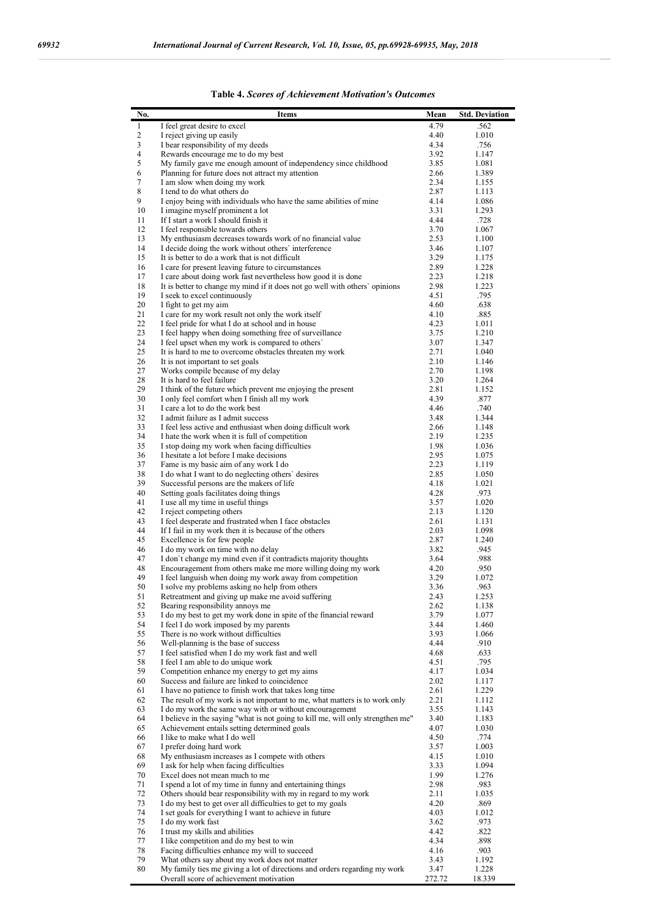**Table 4. *Scores of Achievement Motivation's Outcomes***

| No. | Items | Mean | Std. Deviation |
|---|---|---|---|
| 1 | I feel great desire to excel | 4.79 | .562 |
| 2 | I reject giving up easily | 4.40 | 1.010 |
| 3 | I bear responsibility of my deeds | 4.34 | .756 |
| 4 | Rewards encourage me to do my best | 3.92 | 1.147 |
| 5 | My family gave me enough amount of independency since childhood | 3.85 | 1.081 |
| 6 | Planning for future does not attract my attention | 2.66 | 1.389 |
| 7 | I am slow when doing my work | 2.34 | 1.155 |
| 8 | I tend to do what others do | 2.87 | 1.113 |
| 9 | I enjoy being with individuals who have the same abilities of mine | 4.14 | 1.086 |
| 10 | I imagine myself prominent a lot | 3.31 | 1.293 |
| 11 | If I start a work I should finish it | 4.44 | .728 |
| 12 | I feel responsible towards others | 3.70 | 1.067 |
| 13 | My enthusiasm decreases towards work of no financial value | 2.53 | 1.100 |
| 14 | I decide doing the work without others` interference | 3.46 | 1.107 |
| 15 | It is better to do a work that is not difficult | 3.29 | 1.175 |
| 16 | I care for present leaving future to circumstances | 2.89 | 1.228 |
| 17 | I care about doing work fast nevertheless how good it is done | 2.23 | 1.218 |
| 18 | It is better to change my mind if it does not go well with others` opinions | 2.98 | 1.223 |
| 19 | I seek to excel continuously | 4.51 | .795 |
| 20 | I fight to get my aim | 4.60 | .638 |
| 21 | I care for my work result not only the work itself | 4.10 | .885 |
| 22 | I feel pride for what I do at school and in house | 4.23 | 1.011 |
| 23 | I feel happy when doing something free of surveillance | 3.75 | 1.210 |
| 24 | I feel upset when my work is compared to others` | 3.07 | 1.347 |
| 25 | It is hard to me to overcome obstacles threaten my work | 2.71 | 1.040 |
| 26 | It is not important to set goals | 2.10 | 1.146 |
| 27 | Works compile because of my delay | 2.70 | 1.198 |
| 28 | It is hard to feel failure | 3.20 | 1.264 |
| 29 | I think of the future which prevent me enjoying the present | 2.81 | 1.152 |
| 30 | I only feel comfort when I finish all my work | 4.39 | .877 |
| 31 | I care a lot to do the work best | 4.46 | .740 |
| 32 | I admit failure as I admit success | 3.48 | 1.344 |
| 33 | I feel less active and enthusiast when doing difficult work | 2.66 | 1.148 |
| 34 | I hate the work when it is full of competition | 2.19 | 1.235 |
| 35 | I stop doing my work when facing difficulties | 1.98 | 1.036 |
| 36 | I hesitate a lot before I make decisions | 2.95 | 1.075 |
| 37 | Fame is my basic aim of any work I do | 2.23 | 1.119 |
| 38 | I do what I want to do neglecting others` desires | 2.85 | 1.050 |
| 39 | Successful persons are the makers of life | 4.18 | 1.021 |
| 40 | Setting goals facilitates doing things | 4.28 | .973 |
| 41 | I use all my time in useful things | 3.57 | 1.020 |
| 42 | I reject competing others | 2.13 | 1.120 |
| 43 | I feel desperate and frustrated when I face obstacles | 2.61 | 1.131 |
| 44 | If I fail in my work then it is because of the others | 2.03 | 1.098 |
| 45 | Excellence is for few people | 2.87 | 1.240 |
| 46 | I do my work on time with no delay | 3.82 | .945 |
| 47 | I don`t change my mind even if it contradicts majority thoughts | 3.64 | .988 |
| 48 | Encouragement from others make me more willing doing my work | 4.20 | .950 |
| 49 | I feel languish when doing my work away from competition | 3.29 | 1.072 |
| 50 | I solve my problems asking no help from others | 3.36 | .963 |
| 51 | Retreatment and giving up make me avoid suffering | 2.43 | 1.253 |
| 52 | Bearing responsibility annoys me | 2.62 | 1.138 |
| 53 | I do my best to get my work done in spite of the financial reward | 3.79 | 1.077 |
| 54 | I feel I do work imposed by my parents | 3.44 | 1.460 |
| 55 | There is no work without difficulties | 3.93 | 1.066 |
| 56 | Well-planning is the base of success | 4.44 | .910 |
| 57 | I feel satisfied when I do my work fast and well | 4.68 | .633 |
| 58 | I feel I am able to do unique work | 4.51 | .795 |
| 59 | Competition enhance my energy to get my aims | 4.17 | 1.034 |
| 60 | Success and failure are linked to coincidence | 2.02 | 1.117 |
| 61 | I have no patience to finish work that takes long time | 2.61 | 1.229 |
| 62 | The result of my work is not important to me, what matters is to work only | 2.21 | 1.112 |
| 63 | I do my work the same way with or without encouragement | 3.55 | 1.143 |
| 64 | I believe in the saying "what is not going to kill me, will only strengthen me" | 3.40 | 1.183 |
| 65 | Achievement entails setting determined goals | 4.07 | 1.030 |
| 66 | I like to make what I do well | 4.50 | .774 |
| 67 | I prefer doing hard work | 3.57 | 1.003 |
| 68 | My enthusiasm increases as I compete with others | 4.15 | 1.010 |
| 69 | I ask for help when facing difficulties | 3.33 | 1.094 |
| 70 | Excel does not mean much to me | 1.99 | 1.276 |
| 71 | I spend a lot of my time in funny and entertaining things | 2.98 | .983 |
| 72 | Others should bear responsibility with my in regard to my work | 2.11 | 1.035 |
| 73 | I do my best to get over all difficulties to get to my goals | 4.20 | .869 |
| 74 | I set goals for everything I want to achieve in future | 4.03 | 1.012 |
| 75 | I do my work fast | 3.62 | .973 |
| 76 | I trust my skills and abilities | 4.42 | .822 |
| 77 | I like competition and do my best to win | 4.34 | .898 |
| 78 | Facing difficulties enhance my will to succeed | 4.16 | .903 |
| 79 | What others say about my work does not matter | 3.43 | 1.192 |
| 80 | My family ties me giving a lot of directions and orders regarding my work | 3.47 | 1.228 |
| | Overall score of achievement motivation | 272.72 | 18.339 |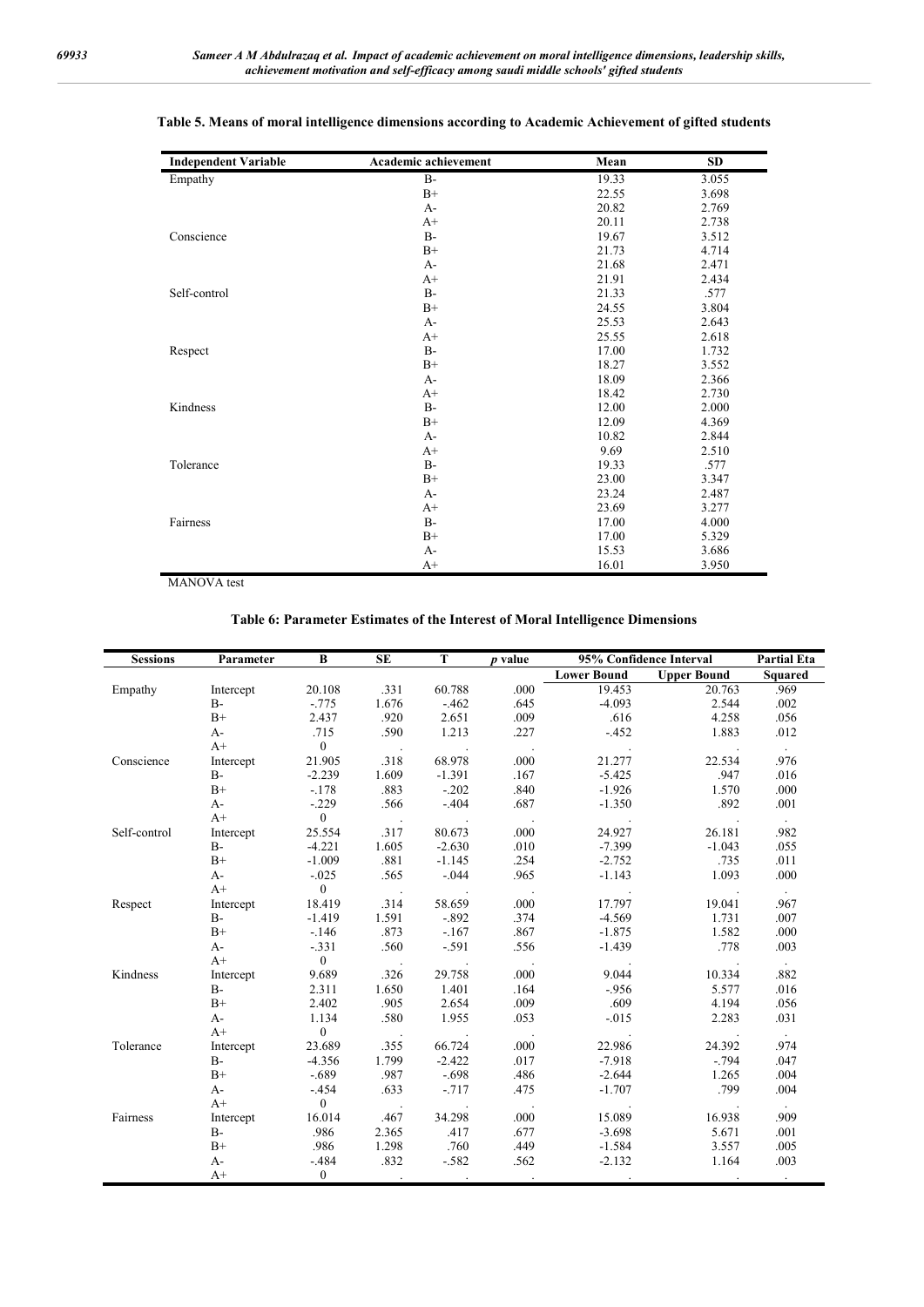**Table 5. Means of moral intelligence dimensions according to Academic Achievement of gifted students**

| Independent Variable | Academic achievement | Mean | SD |
|---|---|---|---|
| Empathy | B- | 19.33 | 3.055 |
| | B+ | 22.55 | 3.698 |
| | A- | 20.82 | 2.769 |
| | A+ | 20.11 | 2.738 |
| Conscience | B- | 19.67 | 3.512 |
| | B+ | 21.73 | 4.714 |
| | A- | 21.68 | 2.471 |
| | A+ | 21.91 | 2.434 |
| Self-control | B- | 21.33 | .577 |
| | B+ | 24.55 | 3.804 |
| | A- | 25.53 | 2.643 |
| | A+ | 25.55 | 2.618 |
| Respect | B- | 17.00 | 1.732 |
| | B+ | 18.27 | 3.552 |
| | A- | 18.09 | 2.366 |
| | A+ | 18.42 | 2.730 |
| Kindness | B- | 12.00 | 2.000 |
| | B+ | 12.09 | 4.369 |
| | A- | 10.82 | 2.844 |
| | A+ | 9.69 | 2.510 |
| Tolerance | B- | 19.33 | .577 |
| | B+ | 23.00 | 3.347 |
| | A- | 23.24 | 2.487 |
| | A+ | 23.69 | 3.277 |
| Fairness | B- | 17.00 | 4.000 |
| | B+ | 17.00 | 5.329 |
| | A- | 15.53 | 3.686 |
| | A+ | 16.01 | 3.950 |

MANOVA test

**Table 6: Parameter Estimates of the Interest of Moral Intelligence Dimensions**

| Sessions | Parameter | B | SE | T | *p* value | 95% Confidence Interval | | Partial Eta |
|---|---|---|---|---|---|---|---|---|
| | | | | | | Lower Bound | Upper Bound | Squared |
| Empathy | Intercept | 20.108 | .331 | 60.788 | .000 | 19.453 | 20.763 | .969 |
| | B- | -.775 | 1.676 | -.462 | .645 | -4.093 | 2.544 | .002 |
| | B+ | 2.437 | .920 | 2.651 | .009 | .616 | 4.258 | .056 |
| | A- | .715 | .590 | 1.213 | .227 | -.452 | 1.883 | .012 |
| | A+ | 0 | . | . | . | . | . | . |
| Conscience | Intercept | 21.905 | .318 | 68.978 | .000 | 21.277 | 22.534 | .976 |
| | B- | -2.239 | 1.609 | -1.391 | .167 | -5.425 | .947 | .016 |
| | B+ | -.178 | .883 | -.202 | .840 | -1.926 | 1.570 | .000 |
| | A- | -.229 | .566 | -.404 | .687 | -1.350 | .892 | .001 |
| | A+ | 0 | . | . | . | . | . | . |
| Self-control | Intercept | 25.554 | .317 | 80.673 | .000 | 24.927 | 26.181 | .982 |
| | B- | -4.221 | 1.605 | -2.630 | .010 | -7.399 | -1.043 | .055 |
| | B+ | -1.009 | .881 | -1.145 | .254 | -2.752 | .735 | .011 |
| | A- | -.025 | .565 | -.044 | .965 | -1.143 | 1.093 | .000 |
| | A+ | 0 | . | . | . | . | . | . |
| Respect | Intercept | 18.419 | .314 | 58.659 | .000 | 17.797 | 19.041 | .967 |
| | B- | -1.419 | 1.591 | -.892 | .374 | -4.569 | 1.731 | .007 |
| | B+ | -.146 | .873 | -.167 | .867 | -1.875 | 1.582 | .000 |
| | A- | -.331 | .560 | -.591 | .556 | -1.439 | .778 | .003 |
| | A+ | 0 | . | . | . | . | . | . |
| Kindness | Intercept | 9.689 | .326 | 29.758 | .000 | 9.044 | 10.334 | .882 |
| | B- | 2.311 | 1.650 | 1.401 | .164 | -.956 | 5.577 | .016 |
| | B+ | 2.402 | .905 | 2.654 | .009 | .609 | 4.194 | .056 |
| | A- | 1.134 | .580 | 1.955 | .053 | -.015 | 2.283 | .031 |
| | A+ | 0 | . | . | . | . | . | . |
| Tolerance | Intercept | 23.689 | .355 | 66.724 | .000 | 22.986 | 24.392 | .974 |
| | B- | -4.356 | 1.799 | -2.422 | .017 | -7.918 | -.794 | .047 |
| | B+ | -.689 | .987 | -.698 | .486 | -2.644 | 1.265 | .004 |
| | A- | -.454 | .633 | -.717 | .475 | -1.707 | .799 | .004 |
| | A+ | 0 | . | . | . | . | . | . |
| Fairness | Intercept | 16.014 | .467 | 34.298 | .000 | 15.089 | 16.938 | .909 |
| | B- | .986 | 2.365 | .417 | .677 | -3.698 | 5.671 | .001 |
| | B+ | .986 | 1.298 | .760 | .449 | -1.584 | 3.557 | .005 |
| | A- | -.484 | .832 | -.582 | .562 | -2.132 | 1.164 | .003 |
| | A+ | 0 | . | . | . | . | . | . |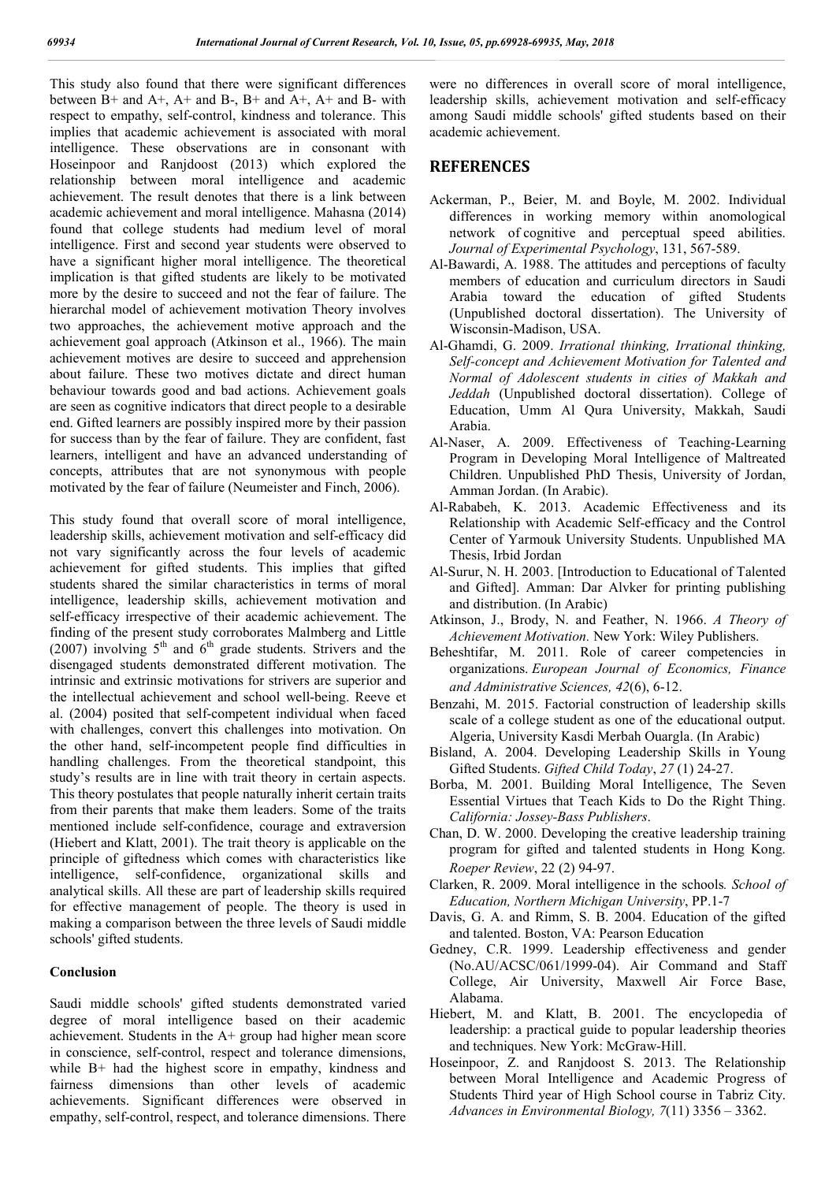This study also found that there were significant differences between B+ and A+, A+ and B-, B+ and A+, A+ and B- with respect to empathy, self-control, kindness and tolerance. This implies that academic achievement is associated with moral intelligence. These observations are in consonant with Hoseinpoor and Ranjdoost (2013) which explored the relationship between moral intelligence and academic achievement. The result denotes that there is a link between academic achievement and moral intelligence. Mahasna (2014) found that college students had medium level of moral intelligence. First and second year students were observed to have a significant higher moral intelligence. The theoretical implication is that gifted students are likely to be motivated more by the desire to succeed and not the fear of failure. The hierarchal model of achievement motivation Theory involves two approaches, the achievement motive approach and the achievement goal approach (Atkinson et al., 1966). The main achievement motives are desire to succeed and apprehension about failure. These two motives dictate and direct human behaviour towards good and bad actions. Achievement goals are seen as cognitive indicators that direct people to a desirable end. Gifted learners are possibly inspired more by their passion for success than by the fear of failure. They are confident, fast learners, intelligent and have an advanced understanding of concepts, attributes that are not synonymous with people motivated by the fear of failure (Neumeister and Finch, 2006).

This study found that overall score of moral intelligence, leadership skills, achievement motivation and self-efficacy did not vary significantly across the four levels of academic achievement for gifted students. This implies that gifted students shared the similar characteristics in terms of moral intelligence, leadership skills, achievement motivation and self-efficacy irrespective of their academic achievement. The finding of the present study corroborates Malmberg and Little (2007) involving 5th and 6th grade students. Strivers and the disengaged students demonstrated different motivation. The intrinsic and extrinsic motivations for strivers are superior and the intellectual achievement and school well-being. Reeve et al. (2004) posited that self-competent individual when faced with challenges, convert this challenges into motivation. On the other hand, self-incompetent people find difficulties in handling challenges. From the theoretical standpoint, this study's results are in line with trait theory in certain aspects. This theory postulates that people naturally inherit certain traits from their parents that make them leaders. Some of the traits mentioned include self-confidence, courage and extraversion (Hiebert and Klatt, 2001). The trait theory is applicable on the principle of giftedness which comes with characteristics like intelligence, self-confidence, organizational skills and analytical skills. All these are part of leadership skills required for effective management of people. The theory is used in making a comparison between the three levels of Saudi middle schools' gifted students.

### Conclusion

Saudi middle schools' gifted students demonstrated varied degree of moral intelligence based on their academic achievement. Students in the A+ group had higher mean score in conscience, self-control, respect and tolerance dimensions, while B+ had the highest score in empathy, kindness and fairness dimensions than other levels of academic achievements. Significant differences were observed in empathy, self-control, respect, and tolerance dimensions. There were no differences in overall score of moral intelligence, leadership skills, achievement motivation and self-efficacy among Saudi middle schools' gifted students based on their academic achievement.

## REFERENCES

- Ackerman, P., Beier, M. and Boyle, M. 2002. Individual differences in working memory within anomological network of cognitive and perceptual speed abilities. *Journal of Experimental Psychology*, 131, 567-589.
- Al-Bawardi, A. 1988. The attitudes and perceptions of faculty members of education and curriculum directors in Saudi Arabia toward the education of gifted Students (Unpublished doctoral dissertation). The University of Wisconsin-Madison, USA.
- Al-Ghamdi, G. 2009. *Irrational thinking, Irrational thinking, Self-concept and Achievement Motivation for Talented and Normal of Adolescent students in cities of Makkah and Jeddah* (Unpublished doctoral dissertation). College of Education, Umm Al Qura University, Makkah, Saudi Arabia.
- Al-Naser, A. 2009. Effectiveness of Teaching-Learning Program in Developing Moral Intelligence of Maltreated Children. Unpublished PhD Thesis, University of Jordan, Amman Jordan. (In Arabic).
- Al-Rababeh, K. 2013. Academic Effectiveness and its Relationship with Academic Self-efficacy and the Control Center of Yarmouk University Students. Unpublished MA Thesis, Irbid Jordan
- Al-Surur, N. H. 2003. [Introduction to Educational of Talented and Gifted]. Amman: Dar Alvker for printing publishing and distribution. (In Arabic)
- Atkinson, J., Brody, N. and Feather, N. 1966. *A Theory of Achievement Motivation*. New York: Wiley Publishers.
- Beheshtifar, M. 2011. Role of career competencies in organizations. *European Journal of Economics, Finance and Administrative Sciences, 42*(6), 6-12.
- Benzahi, M. 2015. Factorial construction of leadership skills scale of a college student as one of the educational output. Algeria, University Kasdi Merbah Ouargla. (In Arabic)
- Bisland, A. 2004. Developing Leadership Skills in Young Gifted Students. *Gifted Child Today*, *27* (1) 24-27.
- Borba, M. 2001. Building Moral Intelligence, The Seven Essential Virtues that Teach Kids to Do the Right Thing. *California: Jossey-Bass Publishers*.
- Chan, D. W. 2000. Developing the creative leadership training program for gifted and talented students in Hong Kong. *Roeper Review*, 22 (2) 94-97.
- Clarken, R. 2009. Moral intelligence in the schools*. School of Education, Northern Michigan University*, PP.1-7
- Davis, G. A. and Rimm, S. B. 2004. Education of the gifted and talented. Boston, VA: Pearson Education
- Gedney, C.R. 1999. Leadership effectiveness and gender (No.AU/ACSC/061/1999-04). Air Command and Staff College, Air University, Maxwell Air Force Base, Alabama.
- Hiebert, M. and Klatt, B. 2001. The encyclopedia of leadership: a practical guide to popular leadership theories and techniques. New York: McGraw-Hill.
- Hoseinpoor, Z. and Ranjdoost S. 2013. The Relationship between Moral Intelligence and Academic Progress of Students Third year of High School course in Tabriz City. *Advances in Environmental Biology, 7*(11) 3356 – 3362.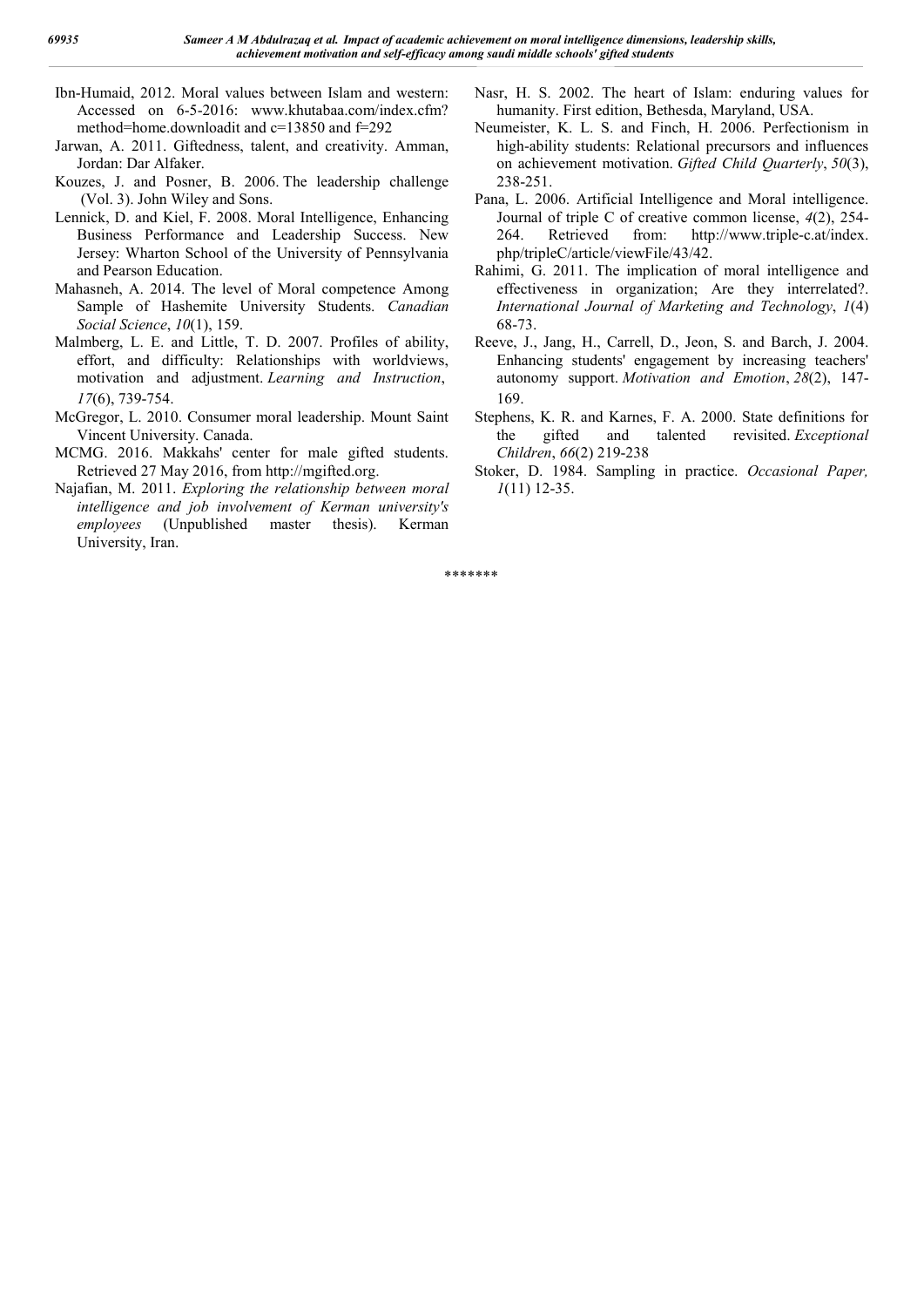Ibn-Humaid, 2012. Moral values between Islam and western: Accessed on 6-5-2016: www.khutabaa.com/index.cfm?method=home.downloadit and c=13850 and f=292

Jarwan, A. 2011. Giftedness, talent, and creativity. Amman, Jordan: Dar Alfaker.

Kouzes, J. and Posner, B. 2006. The leadership challenge (Vol. 3). John Wiley and Sons.

Lennick, D. and Kiel, F. 2008. Moral Intelligence, Enhancing Business Performance and Leadership Success. New Jersey: Wharton School of the University of Pennsylvania and Pearson Education.

Mahasneh, A. 2014. The level of Moral competence Among Sample of Hashemite University Students. *Canadian Social Science*, *10*(1), 159.

Malmberg, L. E. and Little, T. D. 2007. Profiles of ability, effort, and difficulty: Relationships with worldviews, motivation and adjustment. *Learning and Instruction*, *17*(6), 739-754.

McGregor, L. 2010. Consumer moral leadership. Mount Saint Vincent University. Canada.

MCMG. 2016. Makkahs' center for male gifted students. Retrieved 27 May 2016, from http://mgifted.org.

Najafian, M. 2011. *Exploring the relationship between moral intelligence and job involvement of Kerman university's employees* (Unpublished master thesis). Kerman University, Iran.

Nasr, H. S. 2002. The heart of Islam: enduring values for humanity. First edition, Bethesda, Maryland, USA.

Neumeister, K. L. S. and Finch, H. 2006. Perfectionism in high-ability students: Relational precursors and influences on achievement motivation. *Gifted Child Quarterly*, *50*(3), 238-251.

Pana, L. 2006. Artificial Intelligence and Moral intelligence. Journal of triple C of creative common license, *4*(2), 254-264. Retrieved from: http://www.triple-c.at/index.php/tripleC/article/viewFile/43/42.

Rahimi, G. 2011. The implication of moral intelligence and effectiveness in organization; Are they interrelated?. *International Journal of Marketing and Technology*, *1*(4) 68-73.

Reeve, J., Jang, H., Carrell, D., Jeon, S. and Barch, J. 2004. Enhancing students' engagement by increasing teachers' autonomy support. *Motivation and Emotion*, *28*(2), 147-169.

Stephens, K. R. and Karnes, F. A. 2000. State definitions for the gifted and talented revisited. *Exceptional Children*, *66*(2) 219-238

Stoker, D. 1984. Sampling in practice. *Occasional Paper, 1*(11) 12-35.

*******